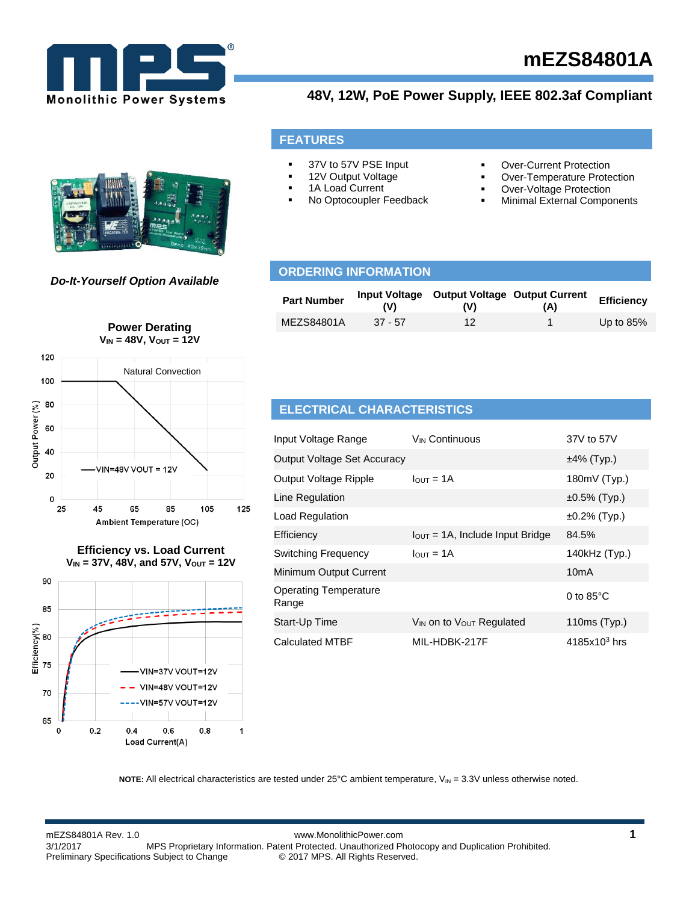# mEZS84801A

## 48V, 12W, PoE Power Supply, IEEE 802.3af Compliant

*Do-It-Yourself Option Available*

## FEATURES

- 37V to 57V PSE Input
- 12V Output Voltage
- 1A Load Current
- No Optocoupler Feedback
- Over-Current Protection
- Over-Temperature Protection
- Over-Voltage Protection
- Minimal External Components

## ORDERING INFORMATION

| Part Number | Input Voltage (V) | Output Voltage (V) | Output Current (A) | Efficiency |
|---|---|---|---|---|
| MEZS84801A | 37 - 57 | 12 | 1 | Up to 85% |

**Power Derating**
$V_{IN}$ = 48V, $V_{OUT}$ = 12V

**Efficiency vs. Load Current**
$V_{IN}$ = 37V, 48V, and 57V, $V_{OUT}$ = 12V

## ELECTRICAL CHARACTERISTICS

| | | |
|---|---|---|
| Input Voltage Range | $V_{IN}$ Continuous | 37V to 57V |
| Output Voltage Set Accuracy | | ±4% (Typ.) |
| Output Voltage Ripple | $I_{OUT}$ = 1A | 180mV (Typ.) |
| Line Regulation | | ±0.5% (Typ.) |
| Load Regulation | | ±0.2% (Typ.) |
| Efficiency | $I_{OUT}$ = 1A, Include Input Bridge | 84.5% |
| Switching Frequency | $I_{OUT}$ = 1A | 140kHz (Typ.) |
| Minimum Output Current | | 10mA |
| Operating Temperature Range | | 0 to 85°C |
| Start-Up Time | $V_{IN}$ on to $V_{OUT}$ Regulated | 110ms (Typ.) |
| Calculated MTBF | MIL-HDBK-217F | 4185x$10^3$ hrs |

**NOTE:** All electrical characteristics are tested under 25°C ambient temperature, $V_{IN}$ = 3.3V unless otherwise noted.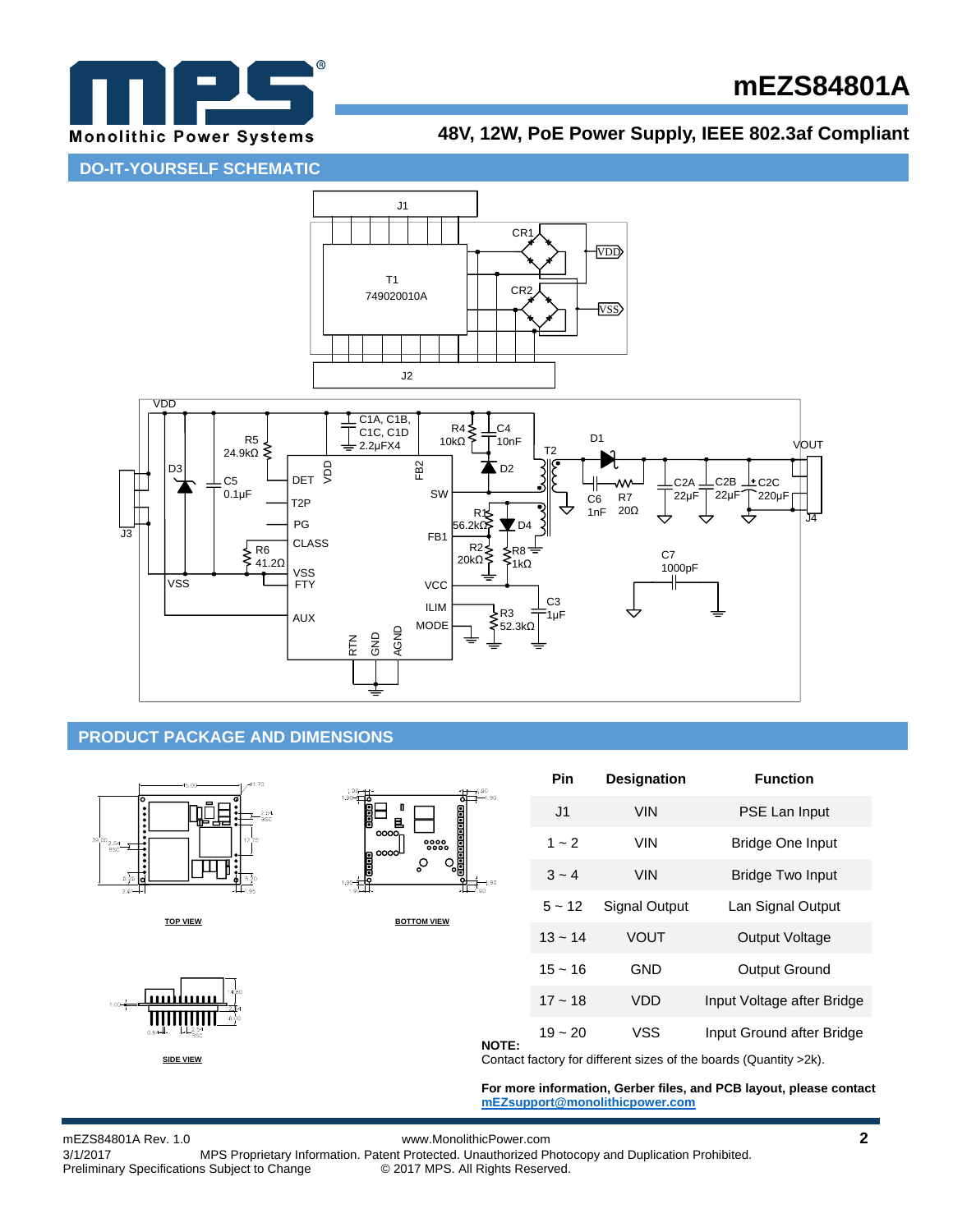## DO-IT-YOURSELF SCHEMATIC

## PRODUCT PACKAGE AND DIMENSIONS

TOP VIEW

BOTTOM VIEW

SIDE VIEW

| Pin | Designation | Function |
|---|---|---|
| J1 | VIN | PSE Lan Input |
| 1 ~ 2 | VIN | Bridge One Input |
| 3 ~ 4 | VIN | Bridge Two Input |
| 5 ~ 12 | Signal Output | Lan Signal Output |
| 13 ~ 14 | VOUT | Output Voltage |
| 15 ~ 16 | GND | Output Ground |
| 17 ~ 18 | VDD | Input Voltage after Bridge |
| 19 ~ 20 | VSS | Input Ground after Bridge |

**NOTE:**
Contact factory for different sizes of the boards (Quantity >2k).

**For more information, Gerber files, and PCB layout, please contact mEZsupport@monolithicpower.com**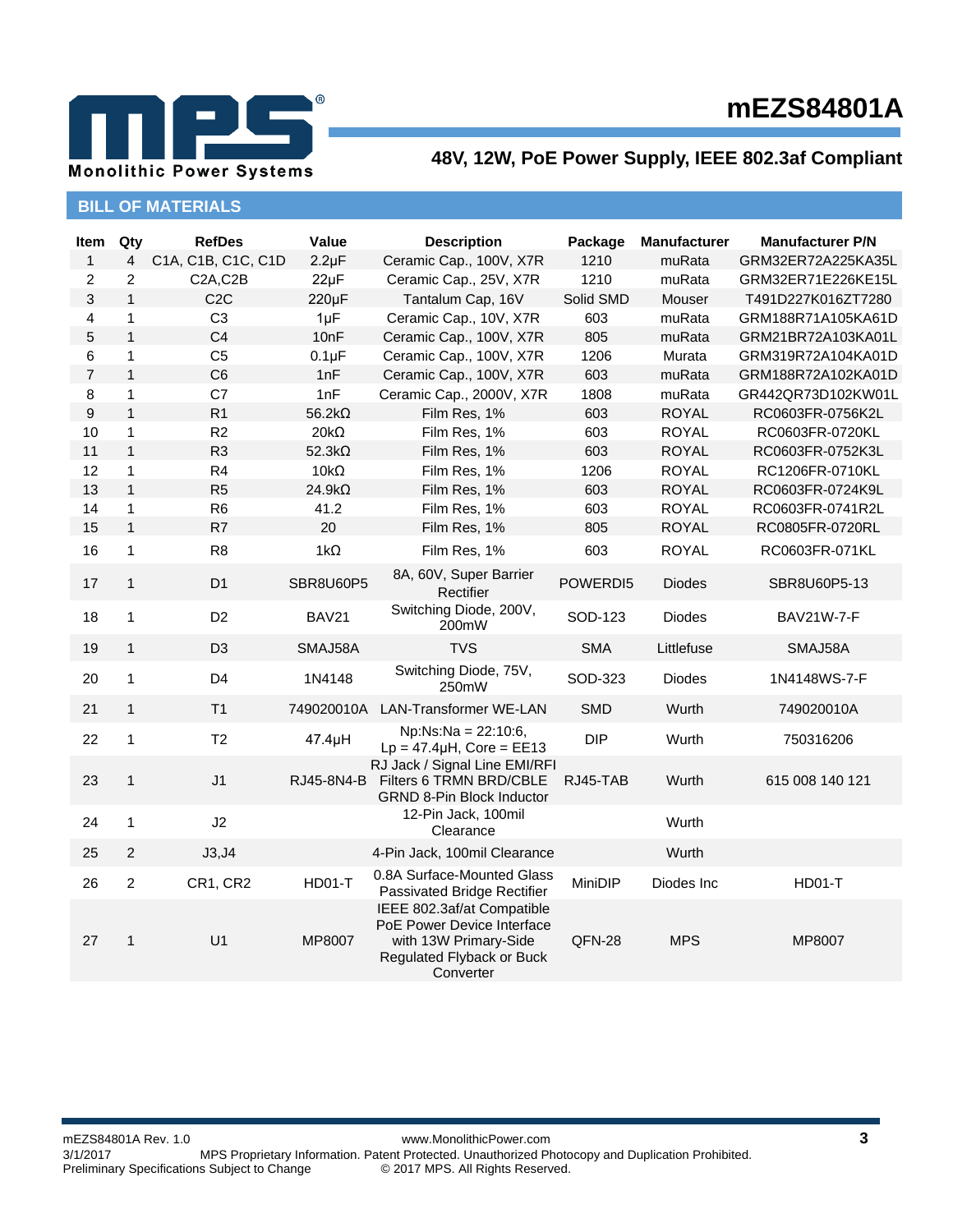## BILL OF MATERIALS

| Item | Qty | RefDes | Value | Description | Package | Manufacturer | Manufacturer P/N |
|---|---|---|---|---|---|---|---|
| 1 | 4 | C1A, C1B, C1C, C1D | 2.2µF | Ceramic Cap., 100V, X7R | 1210 | muRata | GRM32ER72A225KA35L |
| 2 | 2 | C2A,C2B | 22µF | Ceramic Cap., 25V, X7R | 1210 | muRata | GRM32ER71E226KE15L |
| 3 | 1 | C2C | 220µF | Tantalum Cap, 16V | Solid SMD | Mouser | T491D227K016ZT7280 |
| 4 | 1 | C3 | 1µF | Ceramic Cap., 10V, X7R | 603 | muRata | GRM188R71A105KA61D |
| 5 | 1 | C4 | 10nF | Ceramic Cap., 100V, X7R | 805 | muRata | GRM21BR72A103KA01L |
| 6 | 1 | C5 | 0.1µF | Ceramic Cap., 100V, X7R | 1206 | Murata | GRM319R72A104KA01D |
| 7 | 1 | C6 | 1nF | Ceramic Cap., 100V, X7R | 603 | muRata | GRM188R72A102KA01D |
| 8 | 1 | C7 | 1nF | Ceramic Cap., 2000V, X7R | 1808 | muRata | GR442QR73D102KW01L |
| 9 | 1 | R1 | 56.2kΩ | Film Res, 1% | 603 | ROYAL | RC0603FR-0756K2L |
| 10 | 1 | R2 | 20kΩ | Film Res, 1% | 603 | ROYAL | RC0603FR-0720KL |
| 11 | 1 | R3 | 52.3kΩ | Film Res, 1% | 603 | ROYAL | RC0603FR-0752K3L |
| 12 | 1 | R4 | 10kΩ | Film Res, 1% | 1206 | ROYAL | RC1206FR-0710KL |
| 13 | 1 | R5 | 24.9kΩ | Film Res, 1% | 603 | ROYAL | RC0603FR-0724K9L |
| 14 | 1 | R6 | 41.2 | Film Res, 1% | 603 | ROYAL | RC0603FR-0741R2L |
| 15 | 1 | R7 | 20 | Film Res, 1% | 805 | ROYAL | RC0805FR-0720RL |
| 16 | 1 | R8 | 1kΩ | Film Res, 1% | 603 | ROYAL | RC0603FR-071KL |
| 17 | 1 | D1 | SBR8U60P5 | 8A, 60V, Super Barrier Rectifier | POWERDI5 | Diodes | SBR8U60P5-13 |
| 18 | 1 | D2 | BAV21 | Switching Diode, 200V, 200mW | SOD-123 | Diodes | BAV21W-7-F |
| 19 | 1 | D3 | SMAJ58A | TVS | SMA | Littlefuse | SMAJ58A |
| 20 | 1 | D4 | 1N4148 | Switching Diode, 75V, 250mW | SOD-323 | Diodes | 1N4148WS-7-F |
| 21 | 1 | T1 | 749020010A | LAN-Transformer WE-LAN | SMD | Wurth | 749020010A |
| 22 | 1 | T2 | 47.4µH | Np:Ns:Na = 22:10:6, Lp = 47.4µH, Core = EE13 | DIP | Wurth | 750316206 |
| 23 | 1 | J1 | RJ45-8N4-B | RJ Jack / Signal Line EMI/RFI Filters 6 TRMN BRD/CBLE GRND 8-Pin Block Inductor | RJ45-TAB | Wurth | 615 008 140 121 |
| 24 | 1 | J2 | | 12-Pin Jack, 100mil Clearance | | Wurth | |
| 25 | 2 | J3,J4 | | 4-Pin Jack, 100mil Clearance | | Wurth | |
| 26 | 2 | CR1, CR2 | HD01-T | 0.8A Surface-Mounted Glass Passivated Bridge Rectifier | MiniDIP | Diodes Inc | HD01-T |
| 27 | 1 | U1 | MP8007 | IEEE 802.3af/at Compatible PoE Power Device Interface with 13W Primary-Side Regulated Flyback or Buck Converter | QFN-28 | MPS | MP8007 |